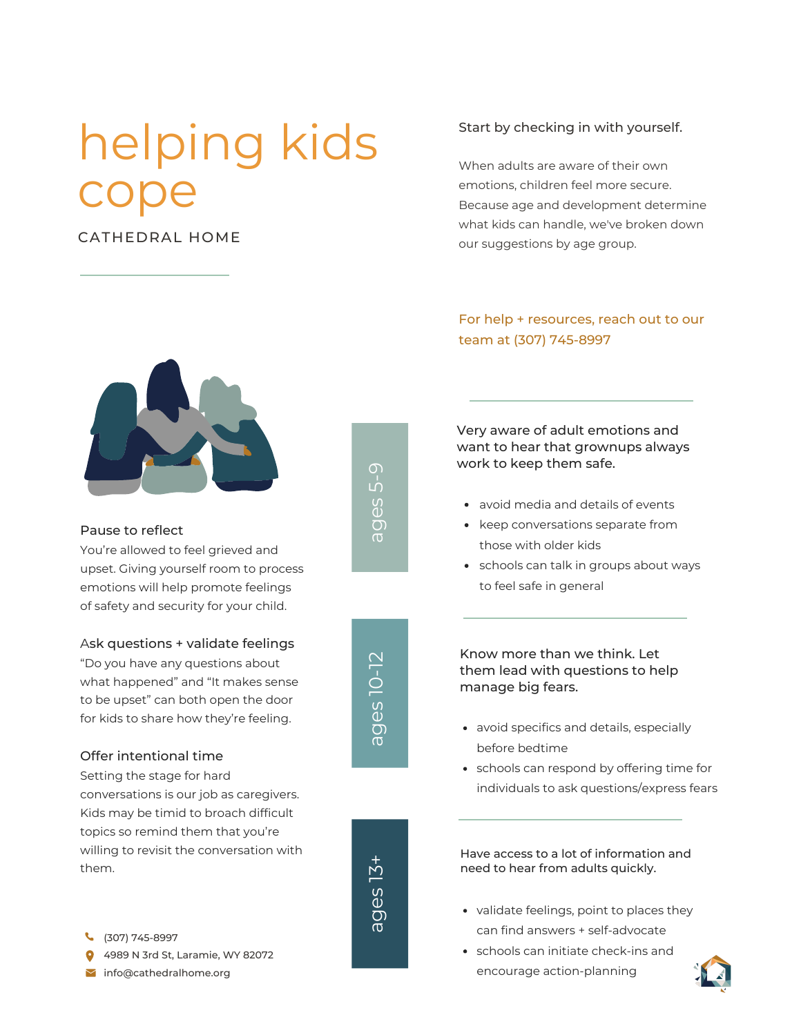# helping kids cope

CATHEDRAL HOME

**Start by checking in with yourself.**

When adults are aware of their own emotions, children feel more secure. Because age and development determine what kids can handle, we've broken down our suggestions by age group.

For help + resources, reach out to our team at (307) 745-8997

### Pause to reflect

You're allowed to feel grieved and upset. Giving yourself room to process emotions will help promote feelings of safety and security for your child.

### Ask questions + validate feelings

"Do you have any questions about what happened" and "It makes sense to be upset" can both open the door for kids to share how they're feeling.

### Offer intentional time

Setting the stage for hard conversations is our job as caregivers. Kids may be timid to broach difficult topics so remind them that you're willing to revisit the conversation with them.

## ages 5-9

**Very aware of adult emotions and want to hear that grownups always work to keep them safe.**

- avoid media and details of events
- keep conversations separate from those with older kids
- schools can talk in groups about ways to feel safe in general

## ages 10-12

**Know more than we think. Let them lead with questions to help manage big fears.**

- avoid specifics and details, especially before bedtime
- schools can respond by offering time for individuals to ask questions/express fears

## ages 13+

**Have access to a lot of information and need to hear from adults quickly.**

- validate feelings, point to places they can find answers + self-advocate
- schools can initiate check-ins and encourage action-planning

(307) 745-8997
4989 N 3rd St, Laramie, WY 82072
info@cathedralhome.org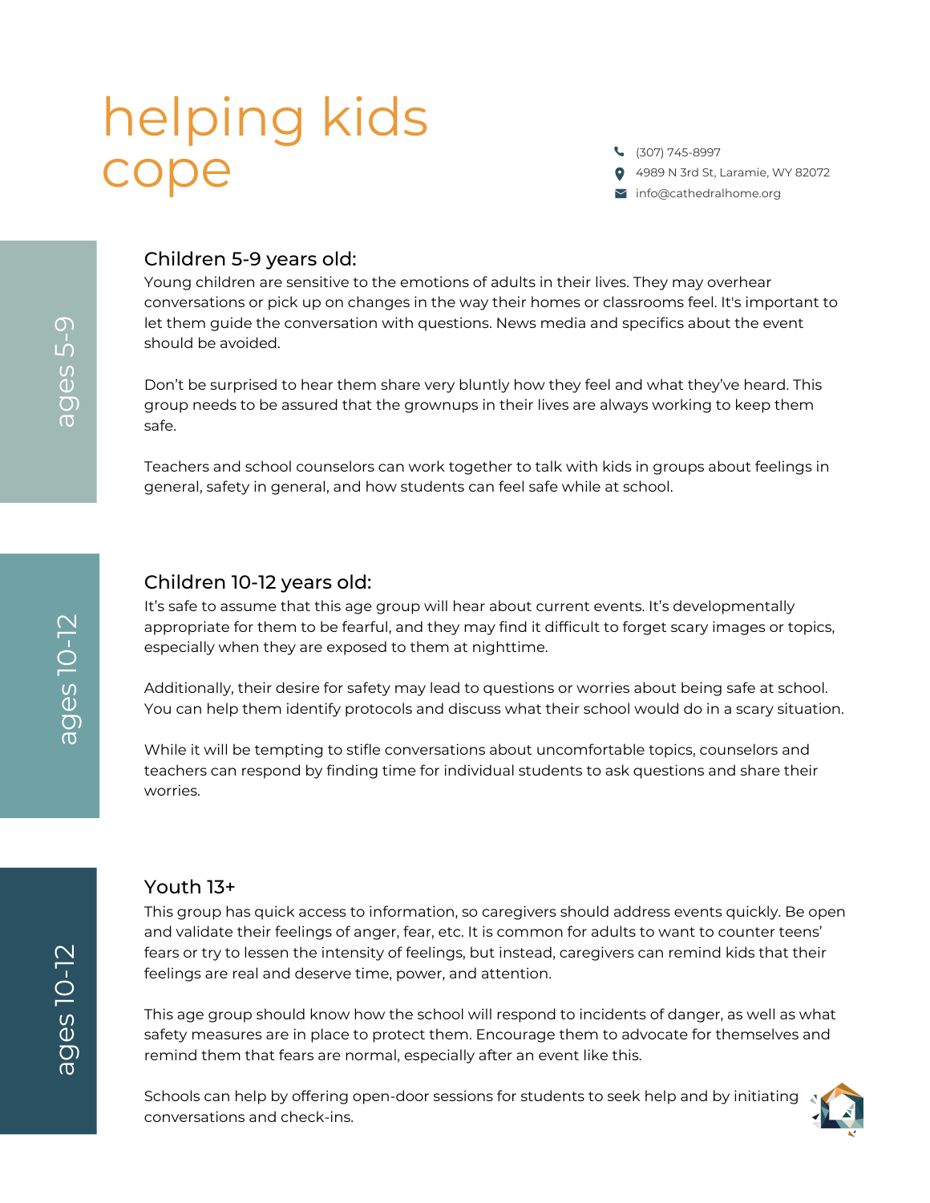# helping kids cope

(307) 745-8997
4989 N 3rd St, Laramie, WY 82072
info@cathedralhome.org

ages 5-9

## Children 5-9 years old:

Young children are sensitive to the emotions of adults in their lives. They may overhear conversations or pick up on changes in the way their homes or classrooms feel. It's important to let them guide the conversation with questions. News media and specifics about the event should be avoided.

Don't be surprised to hear them share very bluntly how they feel and what they've heard. This group needs to be assured that the grownups in their lives are always working to keep them safe.

Teachers and school counselors can work together to talk with kids in groups about feelings in general, safety in general, and how students can feel safe while at school.

ages 10-12

## Children 10-12 years old:

It's safe to assume that this age group will hear about current events. It's developmentally appropriate for them to be fearful, and they may find it difficult to forget scary images or topics, especially when they are exposed to them at nighttime.

Additionally, their desire for safety may lead to questions or worries about being safe at school. You can help them identify protocols and discuss what their school would do in a scary situation.

While it will be tempting to stifle conversations about uncomfortable topics, counselors and teachers can respond by finding time for individual students to ask questions and share their worries.

ages 10-12

## Youth 13+

This group has quick access to information, so caregivers should address events quickly. Be open and validate their feelings of anger, fear, etc. It is common for adults to want to counter teens' fears or try to lessen the intensity of feelings, but instead, caregivers can remind kids that their feelings are real and deserve time, power, and attention.

This age group should know how the school will respond to incidents of danger, as well as what safety measures are in place to protect them. Encourage them to advocate for themselves and remind them that fears are normal, especially after an event like this.

Schools can help by offering open-door sessions for students to seek help and by initiating conversations and check-ins.